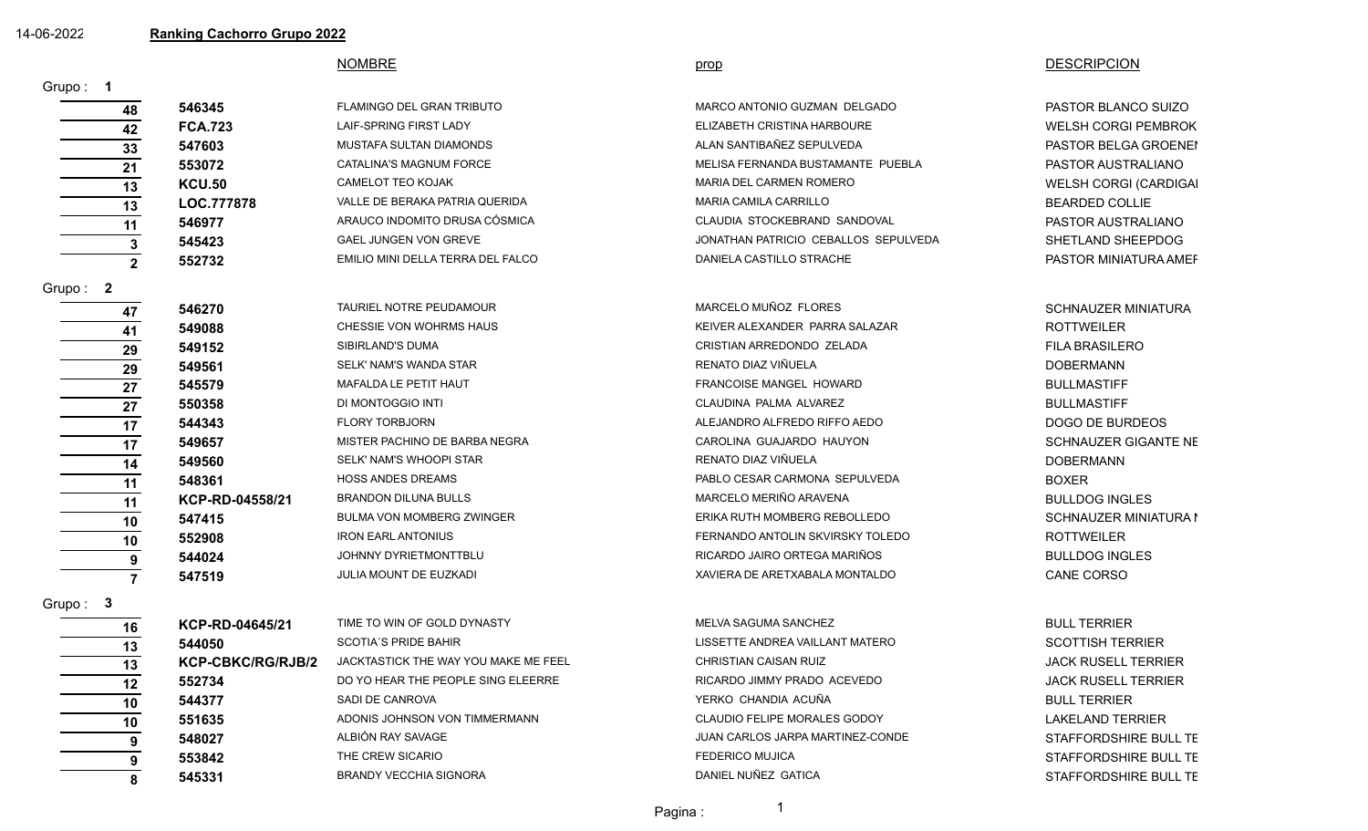14-06-2022

## Ranking Cachorro Grupo 2022

### Grupo : 1

| Puntos | Registro | NOMBRE | prop | DESCRIPCION |
|---|---|---|---|---|
| 48 | 546345 | FLAMINGO DEL GRAN TRIBUTO | MARCO ANTONIO GUZMAN DELGADO | PASTOR BLANCO SUIZO |
| 42 | FCA.723 | LAIF-SPRING FIRST LADY | ELIZABETH CRISTINA HARBOURE | WELSH CORGI PEMBROK |
| 33 | 547603 | MUSTAFA SULTAN DIAMONDS | ALAN SANTIBAÑEZ SEPULVEDA | PASTOR BELGA GROENEI |
| 21 | 553072 | CATALINA'S MAGNUM FORCE | MELISA FERNANDA BUSTAMANTE PUEBLA | PASTOR AUSTRALIANO |
| 13 | KCU.50 | CAMELOT TEO KOJAK | MARIA DEL CARMEN ROMERO | WELSH CORGI (CARDIGAI |
| 13 | LOC.777878 | VALLE DE BERAKA PATRIA QUERIDA | MARIA CAMILA CARRILLO | BEARDED COLLIE |
| 11 | 546977 | ARAUCO INDOMITO DRUSA CÓSMICA | CLAUDIA STOCKEBRAND SANDOVAL | PASTOR AUSTRALIANO |
| 3 | 545423 | GAEL JUNGEN VON GREVE | JONATHAN PATRICIO CEBALLOS SEPULVEDA | SHETLAND SHEEPDOG |
| 2 | 552732 | EMILIO MINI DELLA TERRA DEL FALCO | DANIELA CASTILLO STRACHE | PASTOR MINIATURA AMEF |

### Grupo : 2

| Puntos | Registro | NOMBRE | prop | DESCRIPCION |
|---|---|---|---|---|
| 47 | 546270 | TAURIEL NOTRE PEUDAMOUR | MARCELO MUÑOZ FLORES | SCHNAUZER MINIATURA |
| 41 | 549088 | CHESSIE VON WOHRMS HAUS | KEIVER ALEXANDER PARRA SALAZAR | ROTTWEILER |
| 29 | 549152 | SIBIRLAND'S DUMA | CRISTIAN ARREDONDO ZELADA | FILA BRASILERO |
| 29 | 549561 | SELK' NAM'S WANDA STAR | RENATO DIAZ VIÑUELA | DOBERMANN |
| 27 | 545579 | MAFALDA LE PETIT HAUT | FRANCOISE MANGEL HOWARD | BULLMASTIFF |
| 27 | 550358 | DI MONTOGGIO INTI | CLAUDINA PALMA ALVAREZ | BULLMASTIFF |
| 17 | 544343 | FLORY TORBJORN | ALEJANDRO ALFREDO RIFFO AEDO | DOGO DE BURDEOS |
| 17 | 549657 | MISTER PACHINO DE BARBA NEGRA | CAROLINA GUAJARDO HAUYON | SCHNAUZER GIGANTE NE |
| 14 | 549560 | SELK' NAM'S WHOOPI STAR | RENATO DIAZ VIÑUELA | DOBERMANN |
| 11 | 548361 | HOSS ANDES DREAMS | PABLO CESAR CARMONA SEPULVEDA | BOXER |
| 11 | KCP-RD-04558/21 | BRANDON DILUNA BULLS | MARCELO MERIÑO ARAVENA | BULLDOG INGLES |
| 10 | 547415 | BULMA VON MOMBERG ZWINGER | ERIKA RUTH MOMBERG REBOLLEDO | SCHNAUZER MINIATURA I |
| 10 | 552908 | IRON EARL ANTONIUS | FERNANDO ANTOLIN SKVIRSKY TOLEDO | ROTTWEILER |
| 9 | 544024 | JOHNNY DYRIETMONTTBLU | RICARDO JAIRO ORTEGA MARIÑOS | BULLDOG INGLES |
| 7 | 547519 | JULIA MOUNT DE EUZKADI | XAVIERA DE ARETXABALA MONTALDO | CANE CORSO |

### Grupo : 3

| Puntos | Registro | NOMBRE | prop | DESCRIPCION |
|---|---|---|---|---|
| 16 | KCP-RD-04645/21 | TIME TO WIN OF GOLD DYNASTY | MELVA SAGUMA SANCHEZ | BULL TERRIER |
| 13 | 544050 | SCOTIA´S PRIDE BAHIR | LISSETTE ANDREA VAILLANT MATERO | SCOTTISH TERRIER |
| 13 | KCP-CBKC/RG/RJB/2 | JACKTASTICK THE WAY YOU MAKE ME FEEL | CHRISTIAN CAISAN RUIZ | JACK RUSELL TERRIER |
| 12 | 552734 | DO YO HEAR THE PEOPLE SING ELEERRE | RICARDO JIMMY PRADO ACEVEDO | JACK RUSELL TERRIER |
| 10 | 544377 | SADI DE CANROVA | YERKO CHANDIA ACUÑA | BULL TERRIER |
| 10 | 551635 | ADONIS JOHNSON VON TIMMERMANN | CLAUDIO FELIPE MORALES GODOY | LAKELAND TERRIER |
| 9 | 548027 | ALBIÓN RAY SAVAGE | JUAN CARLOS JARPA MARTINEZ-CONDE | STAFFORDSHIRE BULL TE |
| 9 | 553842 | THE CREW SICARIO | FEDERICO MUJICA | STAFFORDSHIRE BULL TE |
| 8 | 545331 | BRANDY VECCHIA SIGNORA | DANIEL NUÑEZ GATICA | STAFFORDSHIRE BULL TE |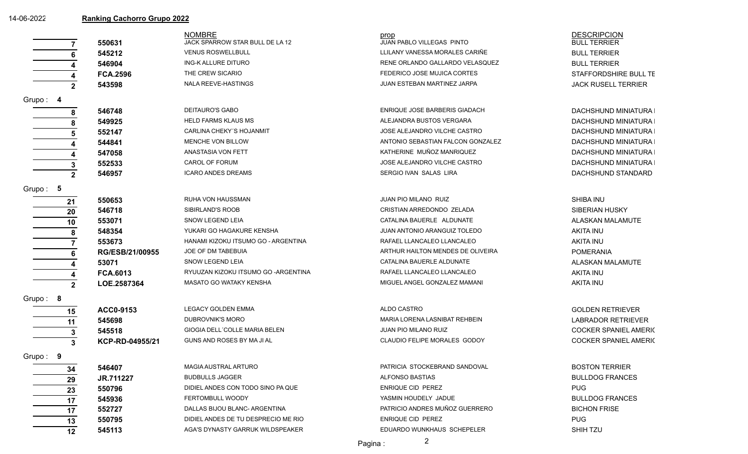14-06-2022 **Ranking Cachorro Grupo 2022**

| | | NOMBRE | prop | DESCRIPCION |
|---|---|---|---|---|
| 7 | **550631** | JACK SPARROW STAR BULL DE LA 12 | JUAN PABLO VILLEGAS PINTO | BULL TERRIER |
| 6 | **545212** | VENUS ROSWELLBULL | LLILANY VANESSA MORALES CARIÑE | BULL TERRIER |
| 4 | **546904** | ING-K ALLURE DITURO | RENE ORLANDO GALLARDO VELASQUEZ | BULL TERRIER |
| 4 | **FCA.2596** | THE CREW SICARIO | FEDERICO JOSE MUJICA CORTES | STAFFORDSHIRE BULL TE |
| 2 | **543598** | NALA REEVE-HASTINGS | JUAN ESTEBAN MARTINEZ JARPA | JACK RUSELL TERRIER |

Grupo : **4**

| | | NOMBRE | prop | DESCRIPCION |
|---|---|---|---|---|
| 8 | **546748** | DEITAURO'S GABO | ENRIQUE JOSE BARBERIS GIADACH | DACHSHUND MINIATURA |
| 8 | **549925** | HELD FARMS KLAUS MS | ALEJANDRA BUSTOS VERGARA | DACHSHUND MINIATURA |
| 5 | **552147** | CARLINA CHEKY´S HOJANMIT | JOSE ALEJANDRO VILCHE CASTRO | DACHSHUND MINIATURA |
| 4 | **544841** | MENCHE VON BILLOW | ANTONIO SEBASTIAN FALCON GONZALEZ | DACHSHUND MINIATURA |
| 4 | **547058** | ANASTASIA VON FETT | KATHERINE MUÑOZ MANRIQUEZ | DACHSHUND MINIATURA |
| 3 | **552533** | CAROL OF FORUM | JOSE ALEJANDRO VILCHE CASTRO | DACHSHUND MINIATURA |
| 2 | **546957** | ICARO ANDES DREAMS | SERGIO IVAN SALAS LIRA | DACHSHUND STANDARD |

Grupo : **5**

| | | NOMBRE | prop | DESCRIPCION |
|---|---|---|---|---|
| 21 | **550653** | RUHA VON HAUSSMAN | JUAN PIO MILANO RUIZ | SHIBA INU |
| 20 | **546718** | SIBIRLAND'S ROOB | CRISTIAN ARREDONDO ZELADA | SIBERIAN HUSKY |
| 10 | **553071** | SNOW LEGEND LEIA | CATALINA BAUERLE ALDUNATE | ALASKAN MALAMUTE |
| 8 | **548354** | YUKARI GO HAGAKURE KENSHA | JUAN ANTONIO ARANGUIZ TOLEDO | AKITA INU |
| 7 | **553673** | HANAMI KIZOKU ITSUMO GO - ARGENTINA | RAFAEL LLANCALEO LLANCALEO | AKITA INU |
| 6 | **RG/ESB/21/00955** | JOE OF DM TABEBUIA | ARTHUR HAILTON MENDES DE OLIVEIRA | POMERANIA |
| 4 | **53071** | SNOW LEGEND LEIA | CATALINA BAUERLE ALDUNATE | ALASKAN MALAMUTE |
| 4 | **FCA.6013** | RYUUZAN KIZOKU ITSUMO GO -ARGENTINA | RAFAEL LLANCALEO LLANCALEO | AKITA INU |
| 2 | **LOE.2587364** | MASATO GO WATAKY KENSHA | MIGUEL ANGEL GONZALEZ MAMANI | AKITA INU |

Grupo : **8**

| | | NOMBRE | prop | DESCRIPCION |
|---|---|---|---|---|
| 15 | **ACC0-9153** | LEGACY GOLDEN EMMA | ALDO CASTRO | GOLDEN RETRIEVER |
| 11 | **545698** | DUBROVNIK'S MORO | MARIA LORENA LASNIBAT REHBEIN | LABRADOR RETRIEVER |
| 3 | **545518** | GIOGIA DELL´COLLE MARIA BELEN | JUAN PIO MILANO RUIZ | COCKER SPANIEL AMERIC |
| 3 | **KCP-RD-04955/21** | GUNS AND ROSES BY MA JI AL | CLAUDIO FELIPE MORALES GODOY | COCKER SPANIEL AMERIC |

Grupo : **9**

| | | NOMBRE | prop | DESCRIPCION |
|---|---|---|---|---|
| 34 | **546407** | MAGIA AUSTRAL ARTURO | PATRICIA STOCKEBRAND SANDOVAL | BOSTON TERRIER |
| 29 | **JR.711227** | BUDBULLS JAGGER | ALFONSO BASTIAS | BULLDOG FRANCES |
| 23 | **550796** | DIDIEL ANDES CON TODO SINO PA QUE | ENRIQUE CID PEREZ | PUG |
| 17 | **545936** | FERTOMBULL WOODY | YASMIN HOUDELY JADUE | BULLDOG FRANCES |
| 17 | **552727** | DALLAS BIJOU BLANC- ARGENTINA | PATRICIO ANDRES MUÑOZ GUERRERO | BICHON FRISE |
| 13 | **550795** | DIDIEL ANDES DE TU DESPRECIO ME RIO | ENRIQUE CID PEREZ | PUG |
| 12 | **545113** | AGA'S DYNASTY GARRUK WILDSPEAKER | EDUARDO WUNKHAUS SCHEPELER | SHIH TZU |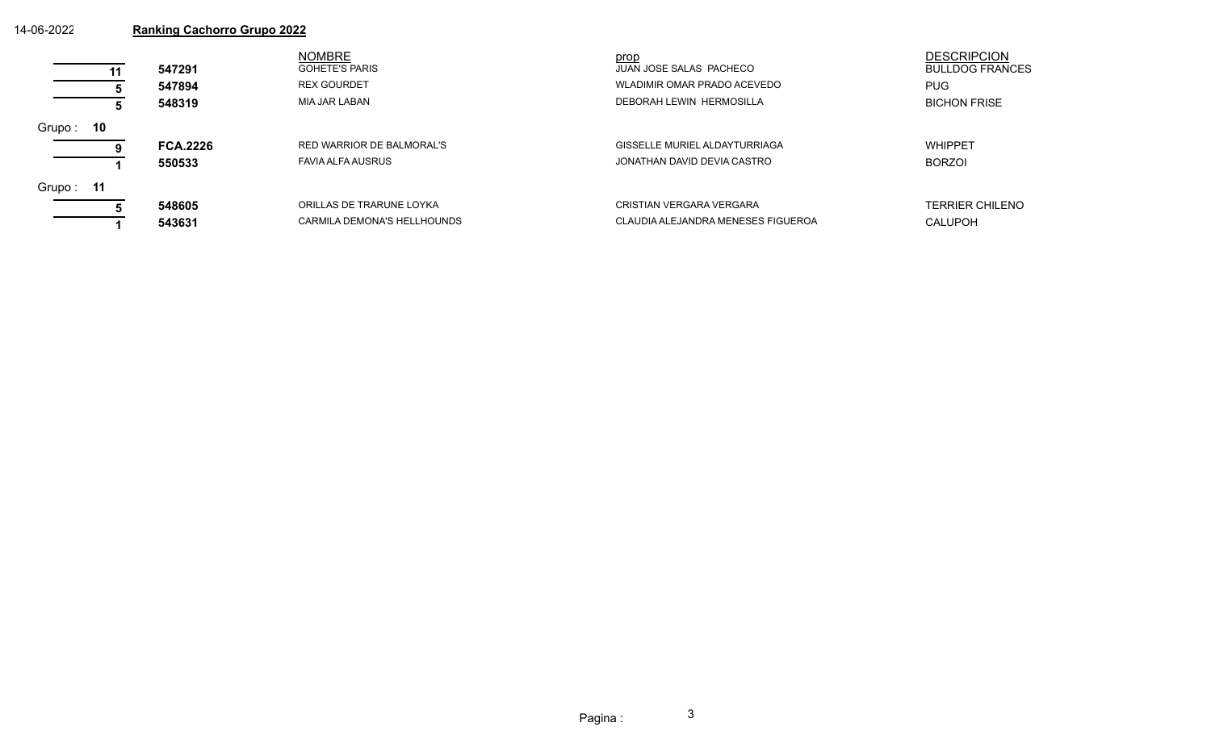14-06-2022 **Ranking Cachorro Grupo 2022**

| | | NOMBRE | prop | DESCRIPCION |
|---|---|---|---|---|
| 11 | **547291** | GOHETE'S PARIS | JUAN JOSE SALAS PACHECO | BULLDOG FRANCES |
| 5 | **547894** | REX GOURDET | WLADIMIR OMAR PRADO ACEVEDO | PUG |
| 5 | **548319** | MIA JAR LABAN | DEBORAH LEWIN HERMOSILLA | BICHON FRISE |
| Grupo : **10** | | | | |
| 9 | **FCA.2226** | RED WARRIOR DE BALMORAL'S | GISSELLE MURIEL ALDAYTURRIAGA | WHIPPET |
| 1 | **550533** | FAVIA ALFA AUSRUS | JONATHAN DAVID DEVIA CASTRO | BORZOI |
| Grupo : **11** | | | | |
| 5 | **548605** | ORILLAS DE TRARUNE LOYKA | CRISTIAN VERGARA VERGARA | TERRIER CHILENO |
| 1 | **543631** | CARMILA DEMONA'S HELLHOUNDS | CLAUDIA ALEJANDRA MENESES FIGUEROA | CALUPOH |